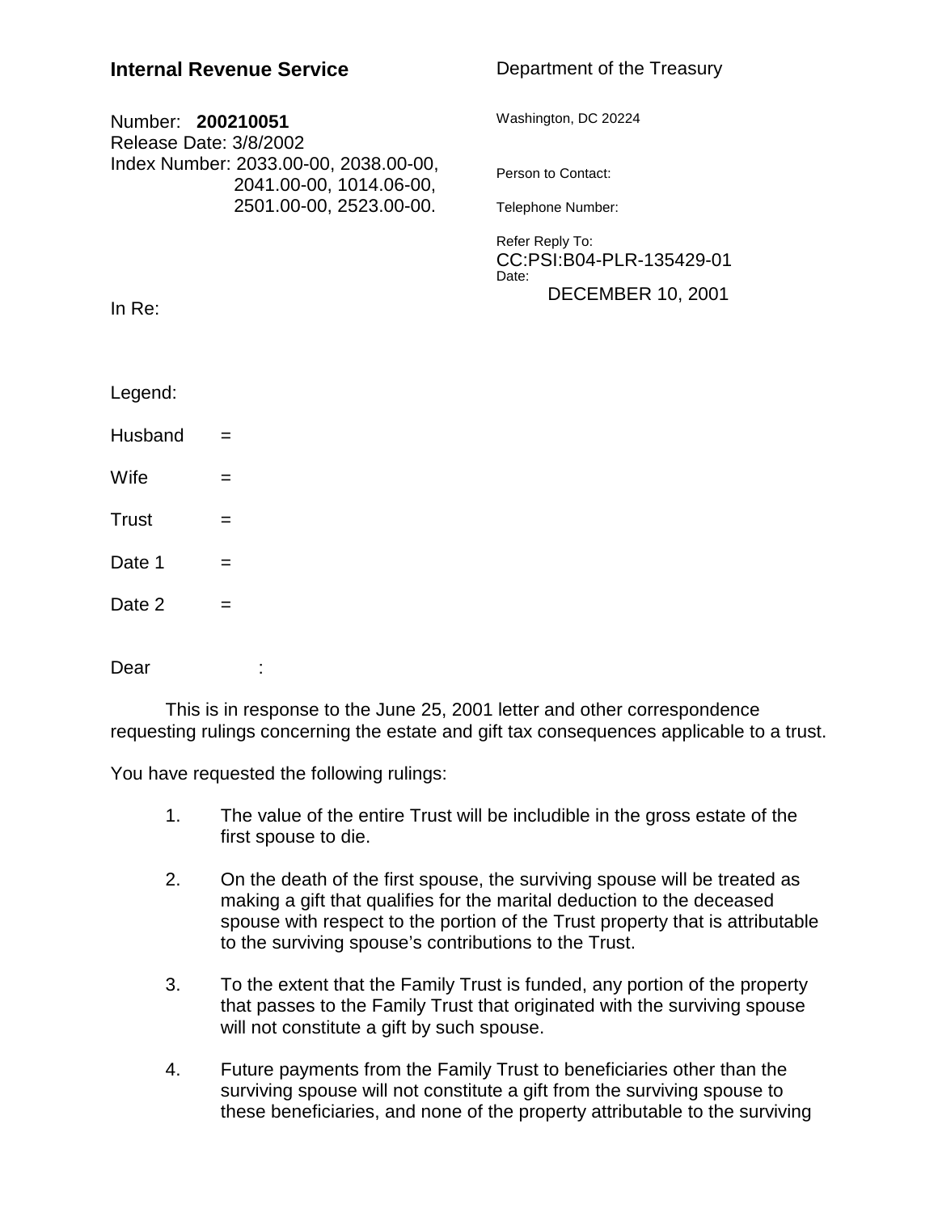**Internal Revenue Service**

Department of the Treasury

Washington, DC 20224

Number: **200210051**
Release Date: 3/8/2002
Index Number: 2033.00-00, 2038.00-00, 2041.00-00, 1014.06-00, 2501.00-00, 2523.00-00.

Person to Contact:

Telephone Number:

Refer Reply To:
CC:PSI:B04-PLR-135429-01
Date:
DECEMBER 10, 2001

In Re:

Legend:

Husband =

Wife =

Trust =

Date 1 =

Date 2 =

Dear :

This is in response to the June 25, 2001 letter and other correspondence requesting rulings concerning the estate and gift tax consequences applicable to a trust.

You have requested the following rulings:

1. The value of the entire Trust will be includible in the gross estate of the first spouse to die.

2. On the death of the first spouse, the surviving spouse will be treated as making a gift that qualifies for the marital deduction to the deceased spouse with respect to the portion of the Trust property that is attributable to the surviving spouse's contributions to the Trust.

3. To the extent that the Family Trust is funded, any portion of the property that passes to the Family Trust that originated with the surviving spouse will not constitute a gift by such spouse.

4. Future payments from the Family Trust to beneficiaries other than the surviving spouse will not constitute a gift from the surviving spouse to these beneficiaries, and none of the property attributable to the surviving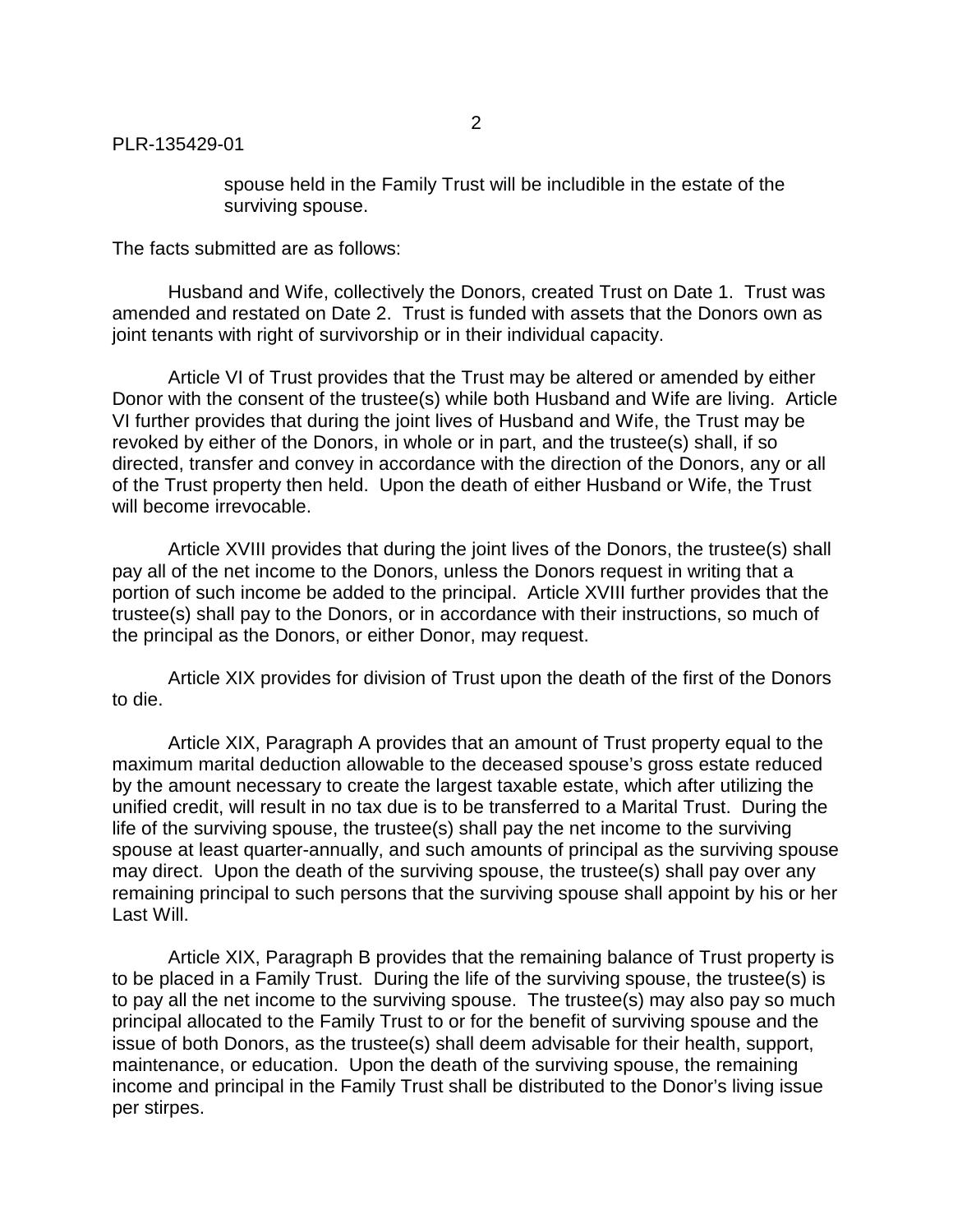spouse held in the Family Trust will be includible in the estate of the surviving spouse.

The facts submitted are as follows:

Husband and Wife, collectively the Donors, created Trust on Date 1. Trust was amended and restated on Date 2. Trust is funded with assets that the Donors own as joint tenants with right of survivorship or in their individual capacity.

Article VI of Trust provides that the Trust may be altered or amended by either Donor with the consent of the trustee(s) while both Husband and Wife are living. Article VI further provides that during the joint lives of Husband and Wife, the Trust may be revoked by either of the Donors, in whole or in part, and the trustee(s) shall, if so directed, transfer and convey in accordance with the direction of the Donors, any or all of the Trust property then held. Upon the death of either Husband or Wife, the Trust will become irrevocable.

Article XVIII provides that during the joint lives of the Donors, the trustee(s) shall pay all of the net income to the Donors, unless the Donors request in writing that a portion of such income be added to the principal. Article XVIII further provides that the trustee(s) shall pay to the Donors, or in accordance with their instructions, so much of the principal as the Donors, or either Donor, may request.

Article XIX provides for division of Trust upon the death of the first of the Donors to die.

Article XIX, Paragraph A provides that an amount of Trust property equal to the maximum marital deduction allowable to the deceased spouse's gross estate reduced by the amount necessary to create the largest taxable estate, which after utilizing the unified credit, will result in no tax due is to be transferred to a Marital Trust. During the life of the surviving spouse, the trustee(s) shall pay the net income to the surviving spouse at least quarter-annually, and such amounts of principal as the surviving spouse may direct. Upon the death of the surviving spouse, the trustee(s) shall pay over any remaining principal to such persons that the surviving spouse shall appoint by his or her Last Will.

Article XIX, Paragraph B provides that the remaining balance of Trust property is to be placed in a Family Trust. During the life of the surviving spouse, the trustee(s) is to pay all the net income to the surviving spouse. The trustee(s) may also pay so much principal allocated to the Family Trust to or for the benefit of surviving spouse and the issue of both Donors, as the trustee(s) shall deem advisable for their health, support, maintenance, or education. Upon the death of the surviving spouse, the remaining income and principal in the Family Trust shall be distributed to the Donor's living issue per stirpes.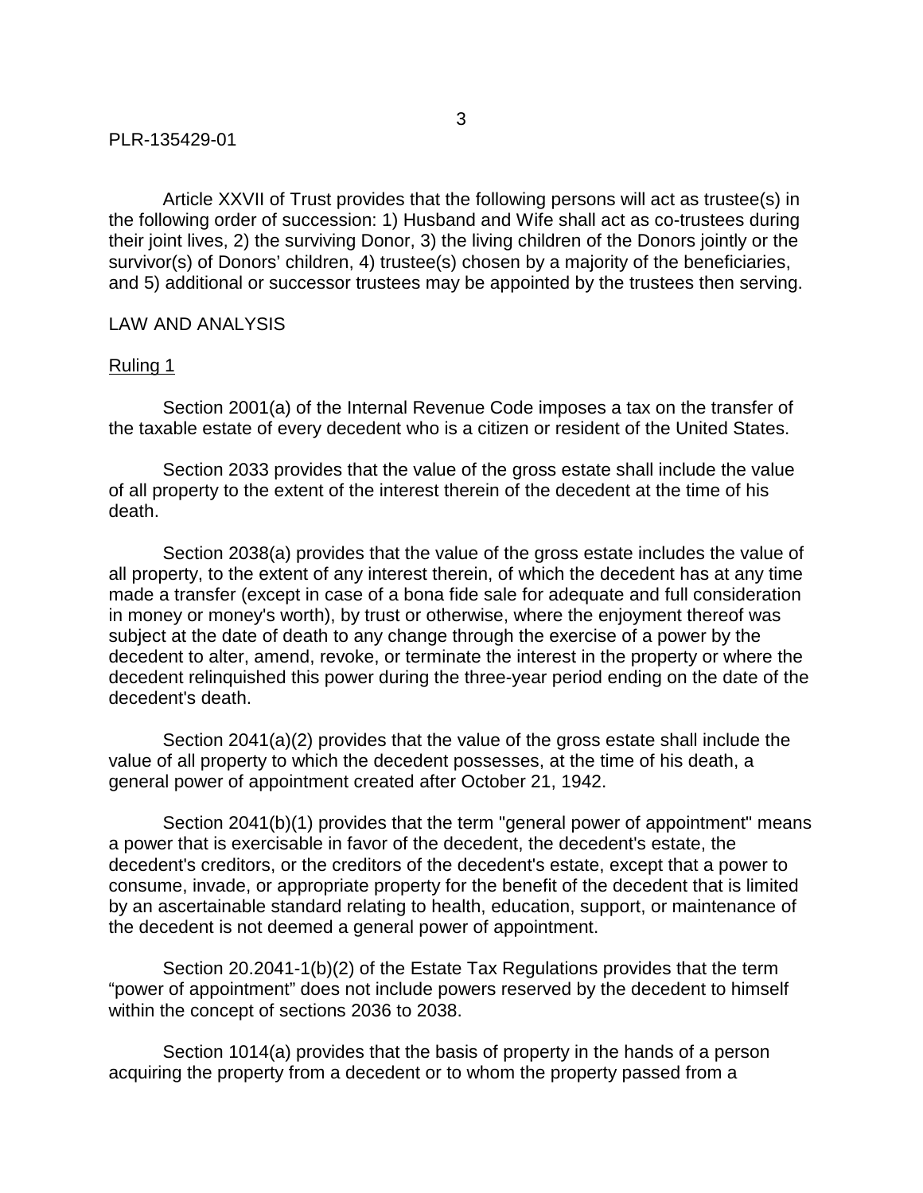Article XXVII of Trust provides that the following persons will act as trustee(s) in the following order of succession: 1) Husband and Wife shall act as co-trustees during their joint lives, 2) the surviving Donor, 3) the living children of the Donors jointly or the survivor(s) of Donors' children, 4) trustee(s) chosen by a majority of the beneficiaries, and 5) additional or successor trustees may be appointed by the trustees then serving.

LAW AND ANALYSIS

Ruling 1

Section 2001(a) of the Internal Revenue Code imposes a tax on the transfer of the taxable estate of every decedent who is a citizen or resident of the United States.

Section 2033 provides that the value of the gross estate shall include the value of all property to the extent of the interest therein of the decedent at the time of his death.

Section 2038(a) provides that the value of the gross estate includes the value of all property, to the extent of any interest therein, of which the decedent has at any time made a transfer (except in case of a bona fide sale for adequate and full consideration in money or money's worth), by trust or otherwise, where the enjoyment thereof was subject at the date of death to any change through the exercise of a power by the decedent to alter, amend, revoke, or terminate the interest in the property or where the decedent relinquished this power during the three-year period ending on the date of the decedent's death.

Section 2041(a)(2) provides that the value of the gross estate shall include the value of all property to which the decedent possesses, at the time of his death, a general power of appointment created after October 21, 1942.

Section 2041(b)(1) provides that the term "general power of appointment" means a power that is exercisable in favor of the decedent, the decedent's estate, the decedent's creditors, or the creditors of the decedent's estate, except that a power to consume, invade, or appropriate property for the benefit of the decedent that is limited by an ascertainable standard relating to health, education, support, or maintenance of the decedent is not deemed a general power of appointment.

Section 20.2041-1(b)(2) of the Estate Tax Regulations provides that the term "power of appointment" does not include powers reserved by the decedent to himself within the concept of sections 2036 to 2038.

Section 1014(a) provides that the basis of property in the hands of a person acquiring the property from a decedent or to whom the property passed from a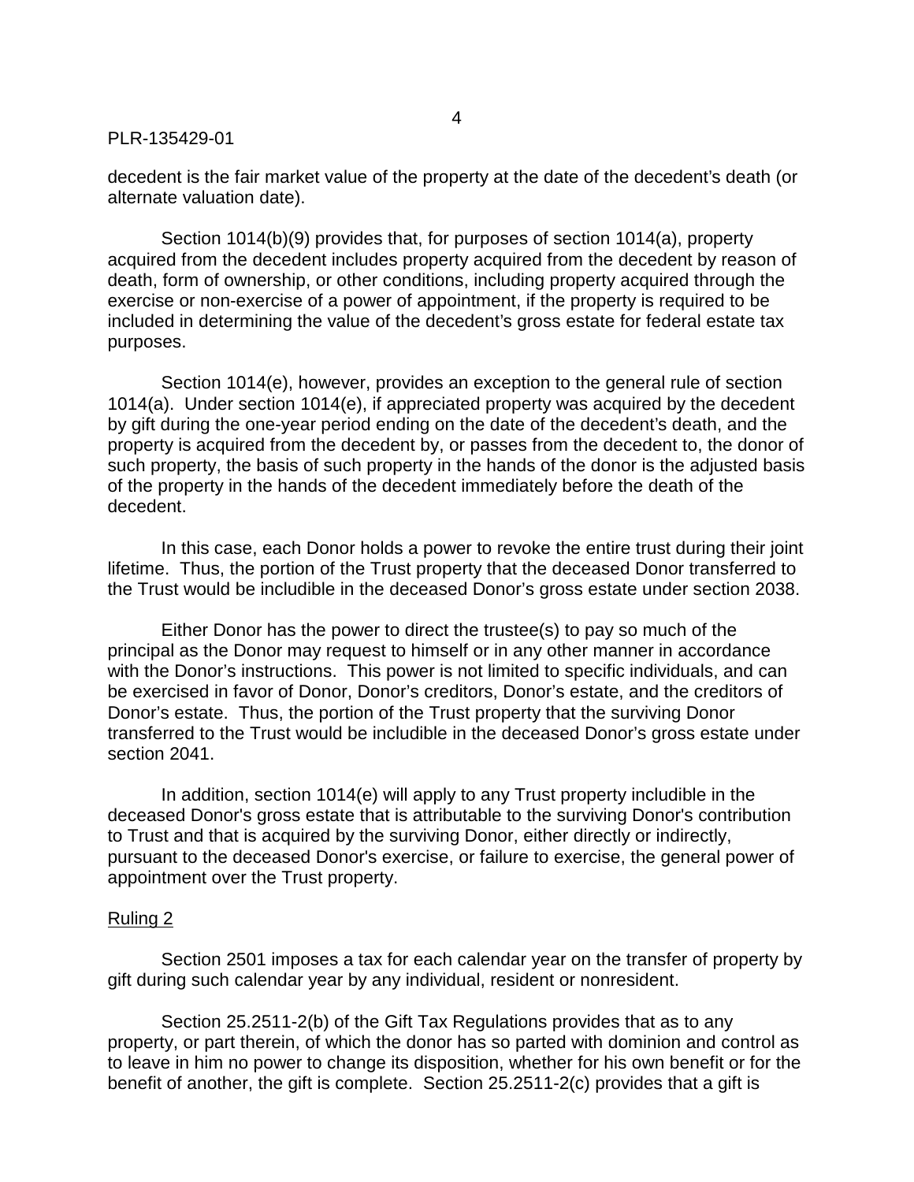decedent is the fair market value of the property at the date of the decedent's death (or alternate valuation date).

Section 1014(b)(9) provides that, for purposes of section 1014(a), property acquired from the decedent includes property acquired from the decedent by reason of death, form of ownership, or other conditions, including property acquired through the exercise or non-exercise of a power of appointment, if the property is required to be included in determining the value of the decedent's gross estate for federal estate tax purposes.

Section 1014(e), however, provides an exception to the general rule of section 1014(a). Under section 1014(e), if appreciated property was acquired by the decedent by gift during the one-year period ending on the date of the decedent's death, and the property is acquired from the decedent by, or passes from the decedent to, the donor of such property, the basis of such property in the hands of the donor is the adjusted basis of the property in the hands of the decedent immediately before the death of the decedent.

In this case, each Donor holds a power to revoke the entire trust during their joint lifetime. Thus, the portion of the Trust property that the deceased Donor transferred to the Trust would be includible in the deceased Donor's gross estate under section 2038.

Either Donor has the power to direct the trustee(s) to pay so much of the principal as the Donor may request to himself or in any other manner in accordance with the Donor's instructions. This power is not limited to specific individuals, and can be exercised in favor of Donor, Donor's creditors, Donor's estate, and the creditors of Donor's estate. Thus, the portion of the Trust property that the surviving Donor transferred to the Trust would be includible in the deceased Donor's gross estate under section 2041.

In addition, section 1014(e) will apply to any Trust property includible in the deceased Donor's gross estate that is attributable to the surviving Donor's contribution to Trust and that is acquired by the surviving Donor, either directly or indirectly, pursuant to the deceased Donor's exercise, or failure to exercise, the general power of appointment over the Trust property.

<u>Ruling 2</u>

Section 2501 imposes a tax for each calendar year on the transfer of property by gift during such calendar year by any individual, resident or nonresident.

Section 25.2511-2(b) of the Gift Tax Regulations provides that as to any property, or part therein, of which the donor has so parted with dominion and control as to leave in him no power to change its disposition, whether for his own benefit or for the benefit of another, the gift is complete. Section 25.2511-2(c) provides that a gift is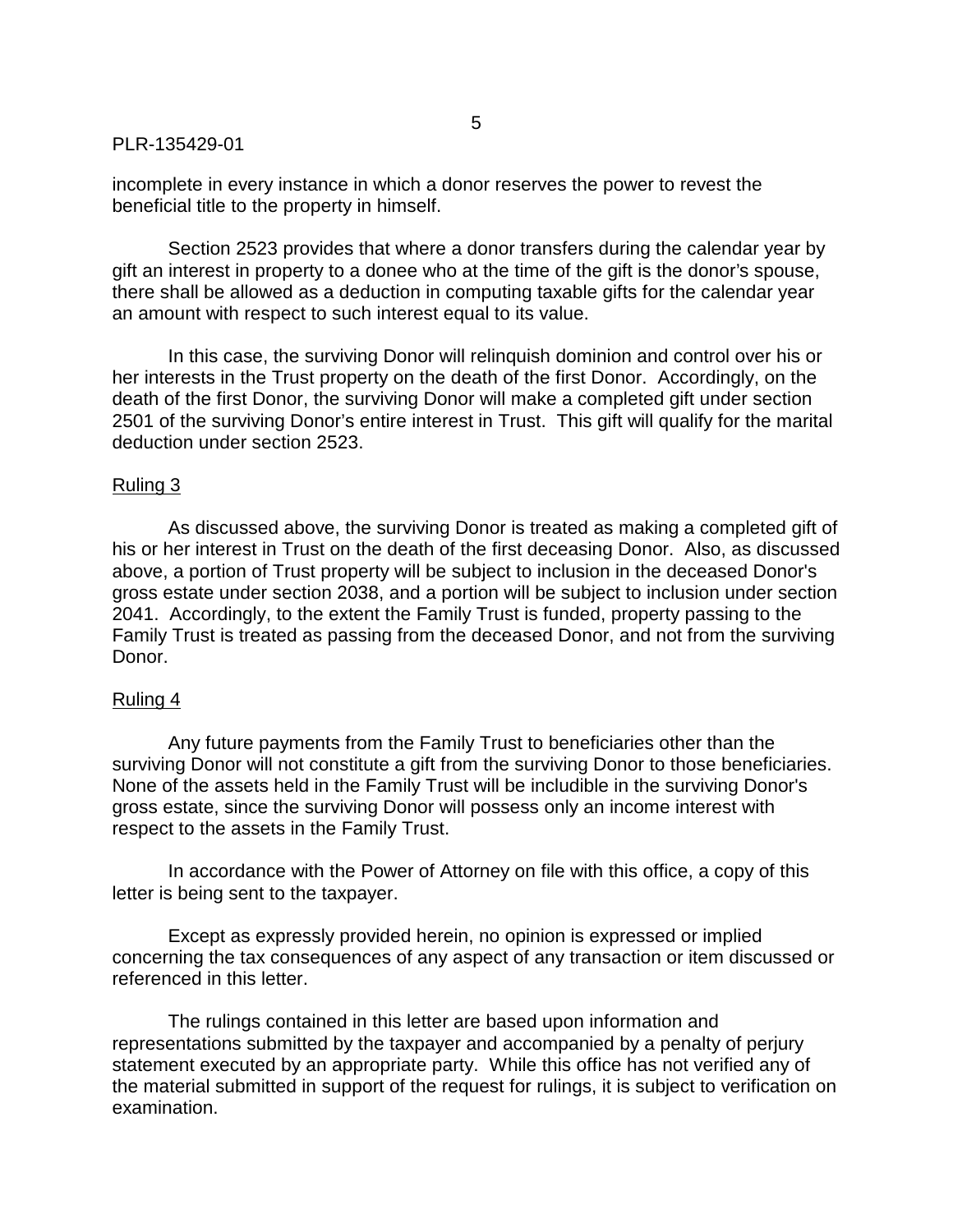incomplete in every instance in which a donor reserves the power to revest the beneficial title to the property in himself.

Section 2523 provides that where a donor transfers during the calendar year by gift an interest in property to a donee who at the time of the gift is the donor's spouse, there shall be allowed as a deduction in computing taxable gifts for the calendar year an amount with respect to such interest equal to its value.

In this case, the surviving Donor will relinquish dominion and control over his or her interests in the Trust property on the death of the first Donor. Accordingly, on the death of the first Donor, the surviving Donor will make a completed gift under section 2501 of the surviving Donor's entire interest in Trust. This gift will qualify for the marital deduction under section 2523.

Ruling 3

As discussed above, the surviving Donor is treated as making a completed gift of his or her interest in Trust on the death of the first deceasing Donor. Also, as discussed above, a portion of Trust property will be subject to inclusion in the deceased Donor's gross estate under section 2038, and a portion will be subject to inclusion under section 2041. Accordingly, to the extent the Family Trust is funded, property passing to the Family Trust is treated as passing from the deceased Donor, and not from the surviving Donor.

Ruling 4

Any future payments from the Family Trust to beneficiaries other than the surviving Donor will not constitute a gift from the surviving Donor to those beneficiaries. None of the assets held in the Family Trust will be includible in the surviving Donor's gross estate, since the surviving Donor will possess only an income interest with respect to the assets in the Family Trust.

In accordance with the Power of Attorney on file with this office, a copy of this letter is being sent to the taxpayer.

Except as expressly provided herein, no opinion is expressed or implied concerning the tax consequences of any aspect of any transaction or item discussed or referenced in this letter.

The rulings contained in this letter are based upon information and representations submitted by the taxpayer and accompanied by a penalty of perjury statement executed by an appropriate party. While this office has not verified any of the material submitted in support of the request for rulings, it is subject to verification on examination.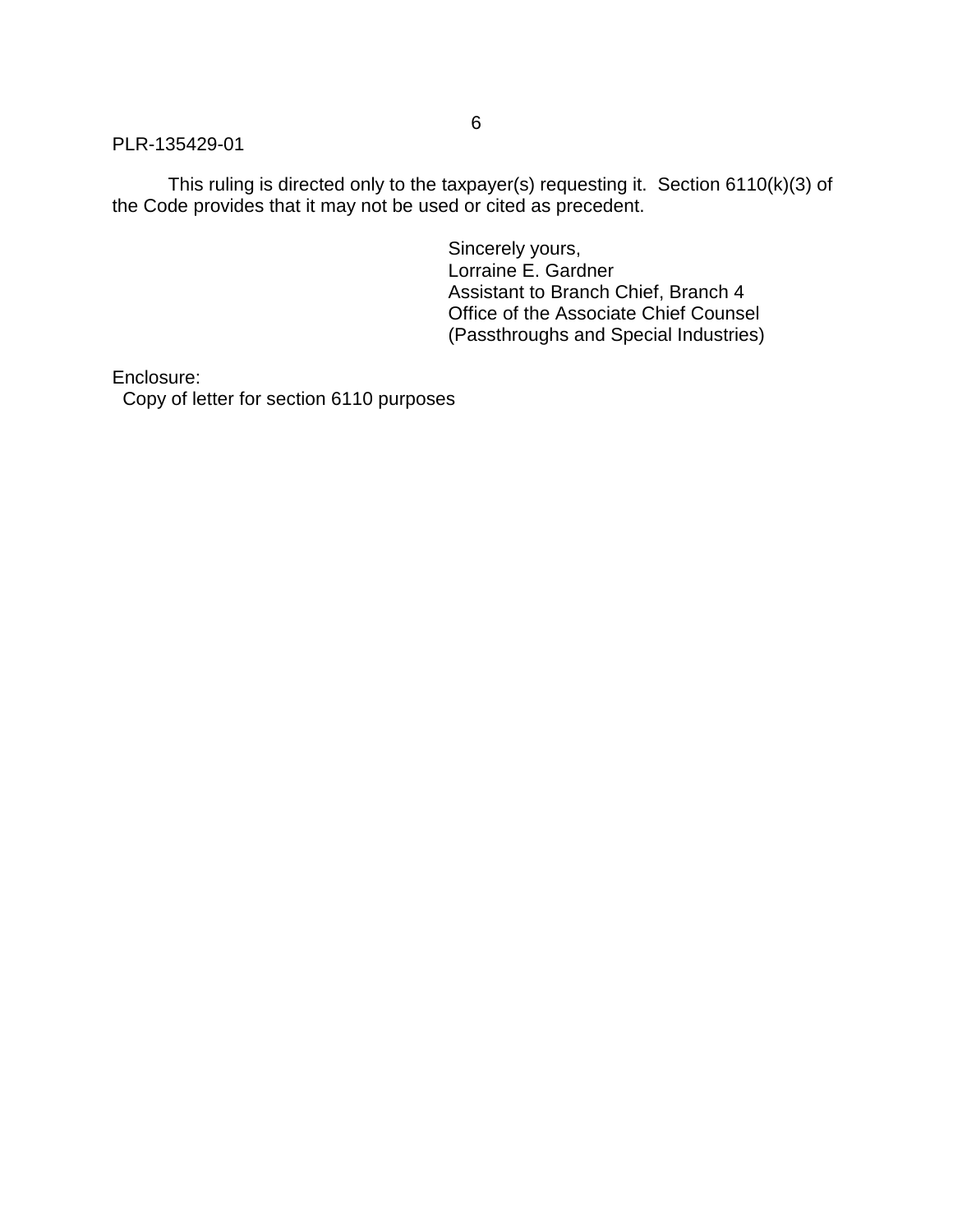PLR-135429-01

This ruling is directed only to the taxpayer(s) requesting it. Section 6110(k)(3) of the Code provides that it may not be used or cited as precedent.

Sincerely yours,
Lorraine E. Gardner
Assistant to Branch Chief, Branch 4
Office of the Associate Chief Counsel
(Passthroughs and Special Industries)

Enclosure:
Copy of letter for section 6110 purposes